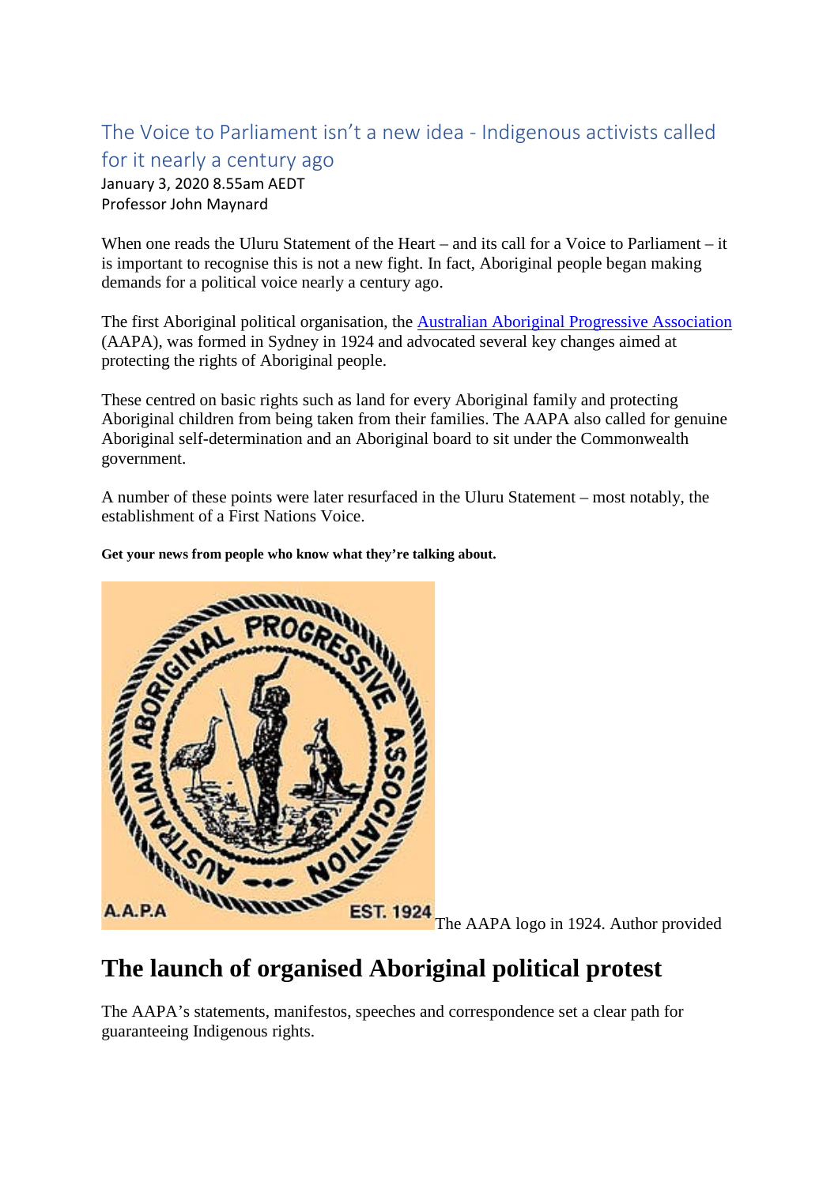# The Voice to Parliament isn't a new idea - Indigenous activists called for it nearly a century ago

January 3, 2020 8.55am AEDT
Professor John Maynard

When one reads the Uluru Statement of the Heart – and its call for a Voice to Parliament – it is important to recognise this is not a new fight. In fact, Aboriginal people began making demands for a political voice nearly a century ago.

The first Aboriginal political organisation, the [Australian Aboriginal Progressive Association](#) (AAPA), was formed in Sydney in 1924 and advocated several key changes aimed at protecting the rights of Aboriginal people.

These centred on basic rights such as land for every Aboriginal family and protecting Aboriginal children from being taken from their families. The AAPA also called for genuine Aboriginal self-determination and an Aboriginal board to sit under the Commonwealth government.

A number of these points were later resurfaced in the Uluru Statement – most notably, the establishment of a First Nations Voice.

**Get your news from people who know what they're talking about.**

The AAPA logo in 1924. Author provided

## The launch of organised Aboriginal political protest

The AAPA's statements, manifestos, speeches and correspondence set a clear path for guaranteeing Indigenous rights.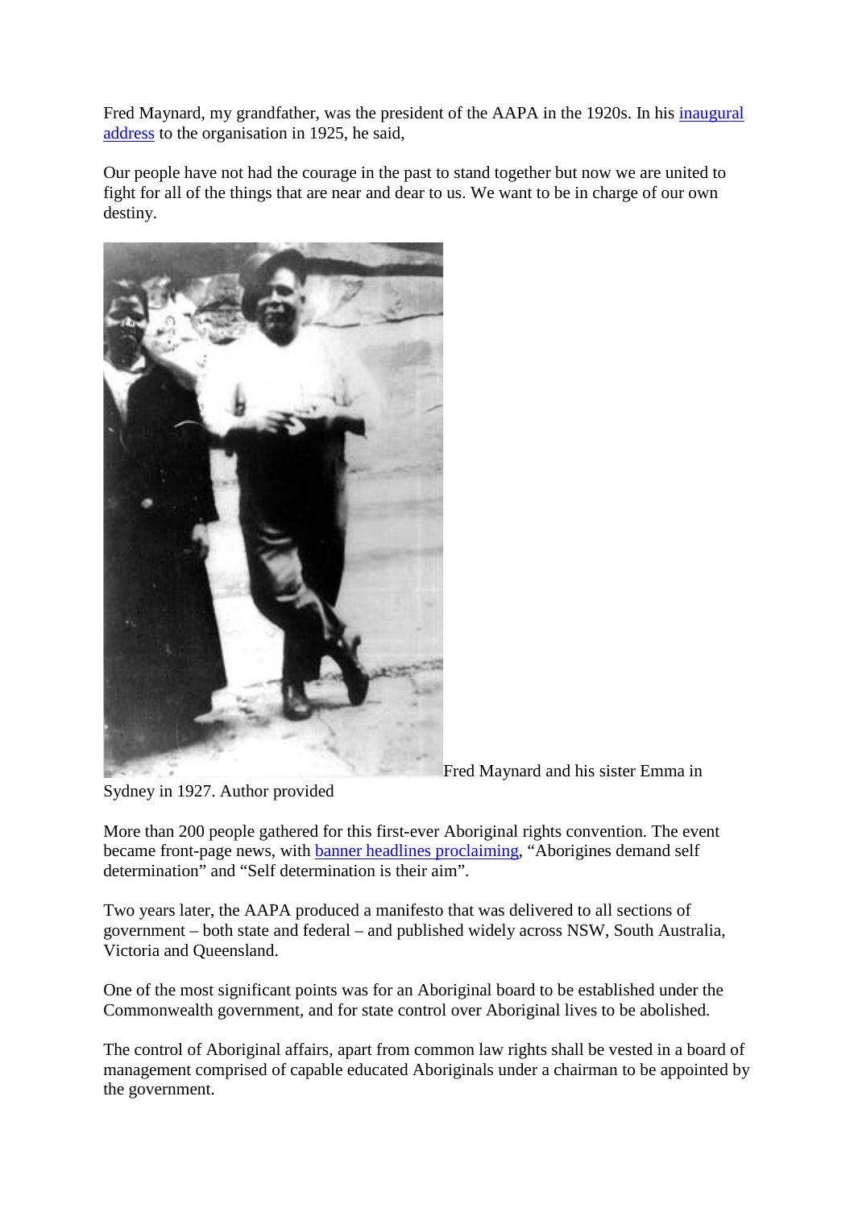Fred Maynard, my grandfather, was the president of the AAPA in the 1920s. In his inaugural address to the organisation in 1925, he said,

Our people have not had the courage in the past to stand together but now we are united to fight for all of the things that are near and dear to us. We want to be in charge of our own destiny.

Fred Maynard and his sister Emma in Sydney in 1927. Author provided

More than 200 people gathered for this first-ever Aboriginal rights convention. The event became front-page news, with banner headlines proclaiming, "Aborigines demand self determination" and "Self determination is their aim".

Two years later, the AAPA produced a manifesto that was delivered to all sections of government – both state and federal – and published widely across NSW, South Australia, Victoria and Queensland.

One of the most significant points was for an Aboriginal board to be established under the Commonwealth government, and for state control over Aboriginal lives to be abolished.

The control of Aboriginal affairs, apart from common law rights shall be vested in a board of management comprised of capable educated Aboriginals under a chairman to be appointed by the government.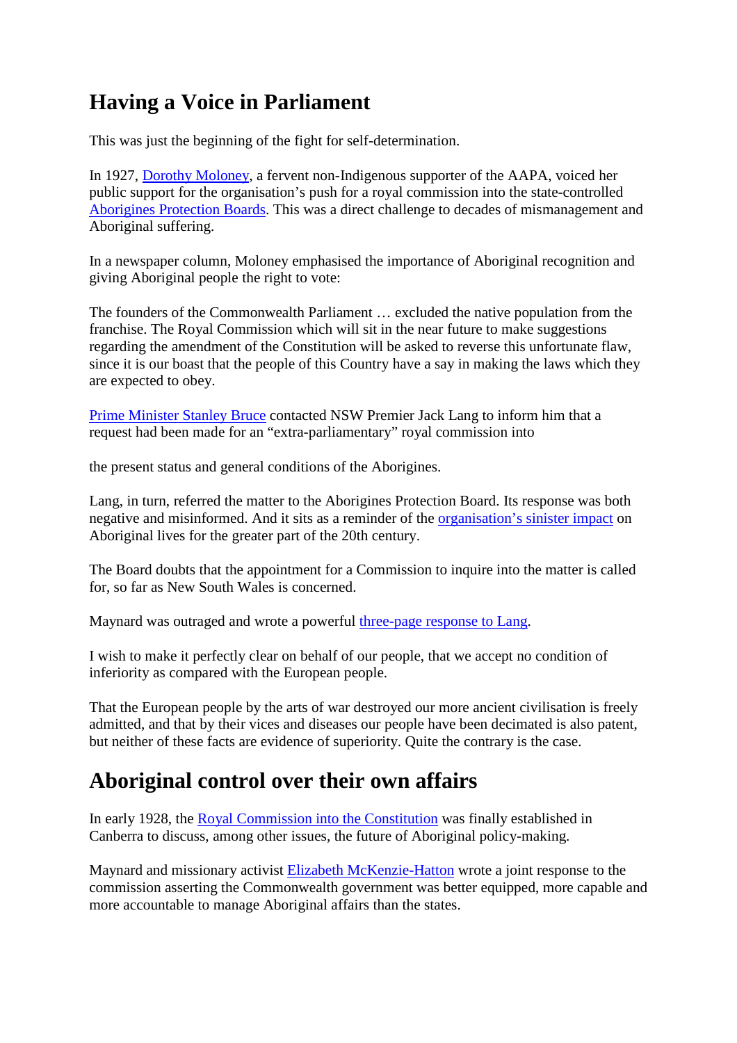## Having a Voice in Parliament

This was just the beginning of the fight for self-determination.

In 1927, Dorothy Moloney, a fervent non-Indigenous supporter of the AAPA, voiced her public support for the organisation's push for a royal commission into the state-controlled Aborigines Protection Boards. This was a direct challenge to decades of mismanagement and Aboriginal suffering.

In a newspaper column, Moloney emphasised the importance of Aboriginal recognition and giving Aboriginal people the right to vote:

The founders of the Commonwealth Parliament … excluded the native population from the franchise. The Royal Commission which will sit in the near future to make suggestions regarding the amendment of the Constitution will be asked to reverse this unfortunate flaw, since it is our boast that the people of this Country have a say in making the laws which they are expected to obey.

Prime Minister Stanley Bruce contacted NSW Premier Jack Lang to inform him that a request had been made for an "extra-parliamentary" royal commission into

the present status and general conditions of the Aborigines.

Lang, in turn, referred the matter to the Aborigines Protection Board. Its response was both negative and misinformed. And it sits as a reminder of the organisation's sinister impact on Aboriginal lives for the greater part of the 20th century.

The Board doubts that the appointment for a Commission to inquire into the matter is called for, so far as New South Wales is concerned.

Maynard was outraged and wrote a powerful three-page response to Lang.

I wish to make it perfectly clear on behalf of our people, that we accept no condition of inferiority as compared with the European people.

That the European people by the arts of war destroyed our more ancient civilisation is freely admitted, and that by their vices and diseases our people have been decimated is also patent, but neither of these facts are evidence of superiority. Quite the contrary is the case.

## Aboriginal control over their own affairs

In early 1928, the Royal Commission into the Constitution was finally established in Canberra to discuss, among other issues, the future of Aboriginal policy-making.

Maynard and missionary activist Elizabeth McKenzie-Hatton wrote a joint response to the commission asserting the Commonwealth government was better equipped, more capable and more accountable to manage Aboriginal affairs than the states.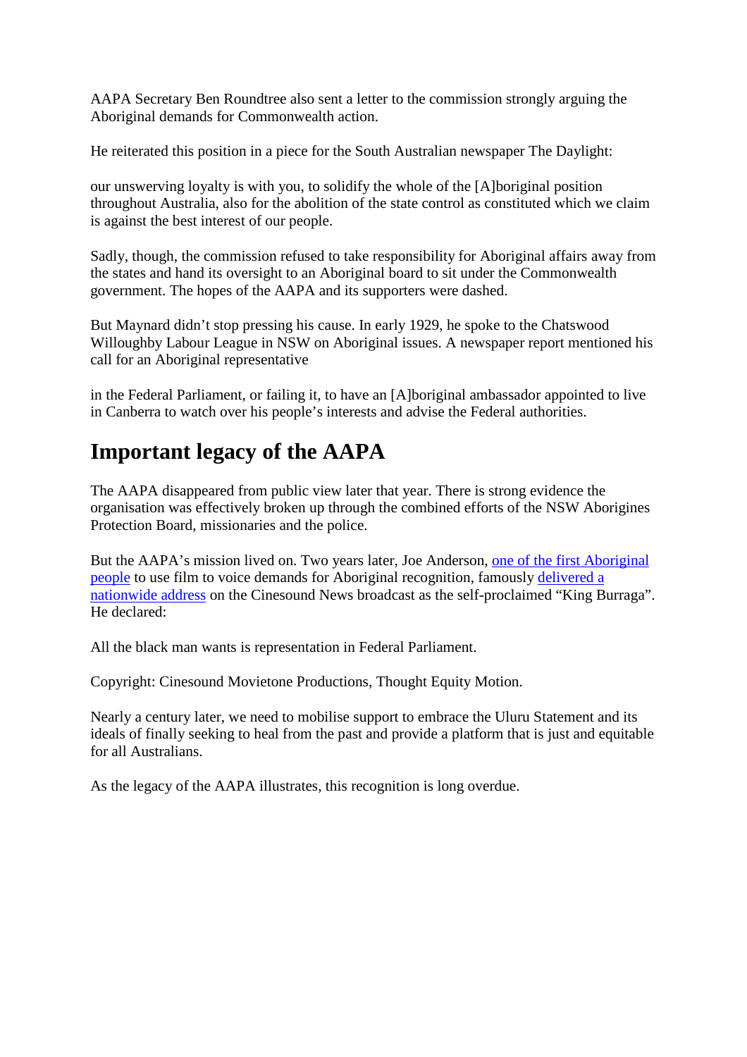AAPA Secretary Ben Roundtree also sent a letter to the commission strongly arguing the Aboriginal demands for Commonwealth action.

He reiterated this position in a piece for the South Australian newspaper The Daylight:

our unswerving loyalty is with you, to solidify the whole of the [A]boriginal position throughout Australia, also for the abolition of the state control as constituted which we claim is against the best interest of our people.

Sadly, though, the commission refused to take responsibility for Aboriginal affairs away from the states and hand its oversight to an Aboriginal board to sit under the Commonwealth government. The hopes of the AAPA and its supporters were dashed.

But Maynard didn't stop pressing his cause. In early 1929, he spoke to the Chatswood Willoughby Labour League in NSW on Aboriginal issues. A newspaper report mentioned his call for an Aboriginal representative

in the Federal Parliament, or failing it, to have an [A]boriginal ambassador appointed to live in Canberra to watch over his people's interests and advise the Federal authorities.

## Important legacy of the AAPA

The AAPA disappeared from public view later that year. There is strong evidence the organisation was effectively broken up through the combined efforts of the NSW Aborigines Protection Board, missionaries and the police.

But the AAPA's mission lived on. Two years later, Joe Anderson, one of the first Aboriginal people to use film to voice demands for Aboriginal recognition, famously delivered a nationwide address on the Cinesound News broadcast as the self-proclaimed "King Burraga". He declared:

All the black man wants is representation in Federal Parliament.

Copyright: Cinesound Movietone Productions, Thought Equity Motion.

Nearly a century later, we need to mobilise support to embrace the Uluru Statement and its ideals of finally seeking to heal from the past and provide a platform that is just and equitable for all Australians.

As the legacy of the AAPA illustrates, this recognition is long overdue.